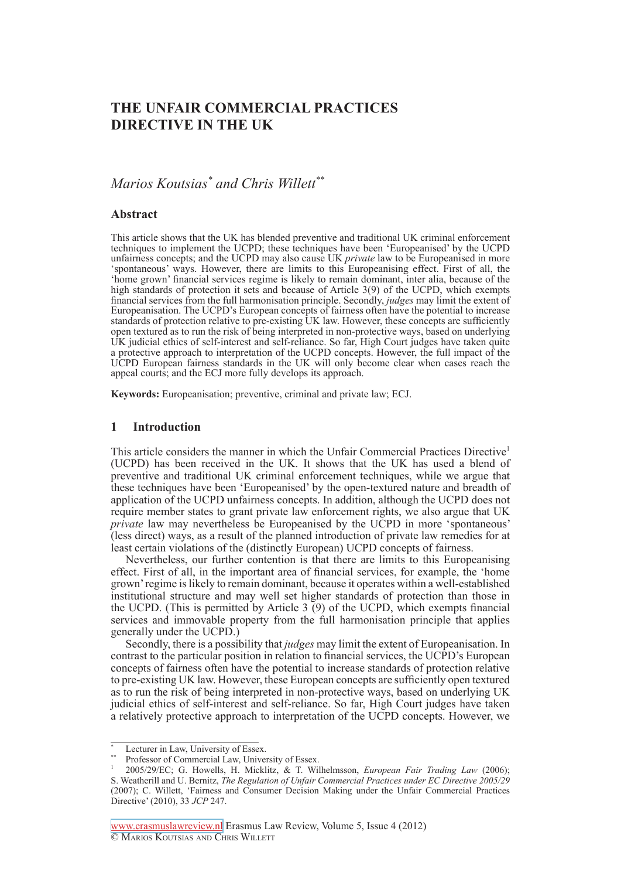# THE UNFAIR COMMERCIAL PRACTICES DIRECTIVE IN THE UK

*Marios Koutsias[*] and Chris Willett[**]*

## Abstract

This article shows that the UK has blended preventive and traditional UK criminal enforcement techniques to implement the UCPD; these techniques have been 'Europeanised' by the UCPD unfairness concepts; and the UCPD may also cause UK *private* law to be Europeanised in more 'spontaneous' ways. However, there are limits to this Europeanising effect. First of all, the 'home grown' financial services regime is likely to remain dominant, inter alia, because of the high standards of protection it sets and because of Article 3(9) of the UCPD, which exempts financial services from the full harmonisation principle. Secondly, *judges* may limit the extent of Europeanisation. The UCPD's European concepts of fairness often have the potential to increase standards of protection relative to pre-existing UK law. However, these concepts are sufficiently open textured as to run the risk of being interpreted in non-protective ways, based on underlying UK judicial ethics of self-interest and self-reliance. So far, High Court judges have taken quite a protective approach to interpretation of the UCPD concepts. However, the full impact of the UCPD European fairness standards in the UK will only become clear when cases reach the appeal courts; and the ECJ more fully develops its approach.

**Keywords:** Europeanisation; preventive, criminal and private law; ECJ.

## 1 Introduction

This article considers the manner in which the Unfair Commercial Practices Directive[1] (UCPD) has been received in the UK. It shows that the UK has used a blend of preventive and traditional UK criminal enforcement techniques, while we argue that these techniques have been 'Europeanised' by the open-textured nature and breadth of application of the UCPD unfairness concepts. In addition, although the UCPD does not require member states to grant private law enforcement rights, we also argue that UK *private* law may nevertheless be Europeanised by the UCPD in more 'spontaneous' (less direct) ways, as a result of the planned introduction of private law remedies for at least certain violations of the (distinctly European) UCPD concepts of fairness.

Nevertheless, our further contention is that there are limits to this Europeanising effect. First of all, in the important area of financial services, for example, the 'home grown' regime is likely to remain dominant, because it operates within a well-established institutional structure and may well set higher standards of protection than those in the UCPD. (This is permitted by Article 3 (9) of the UCPD, which exempts financial services and immovable property from the full harmonisation principle that applies generally under the UCPD.)

Secondly, there is a possibility that *judges* may limit the extent of Europeanisation. In contrast to the particular position in relation to financial services, the UCPD's European concepts of fairness often have the potential to increase standards of protection relative to pre-existing UK law. However, these European concepts are sufficiently open textured as to run the risk of being interpreted in non-protective ways, based on underlying UK judicial ethics of self-interest and self-reliance. So far, High Court judges have taken a relatively protective approach to interpretation of the UCPD concepts. However, we

---

[*] Lecturer in Law, University of Essex.

[**] Professor of Commercial Law, University of Essex.

[1] 2005/29/EC; G. Howells, H. Micklitz, & T. Wilhelmsson, *European Fair Trading Law* (2006); S. Weatherill and U. Bernitz, *The Regulation of Unfair Commercial Practices under EC Directive 2005/29* (2007); C. Willett, 'Fairness and Consumer Decision Making under the Unfair Commercial Practices Directive' (2010), 33 *JCP* 247.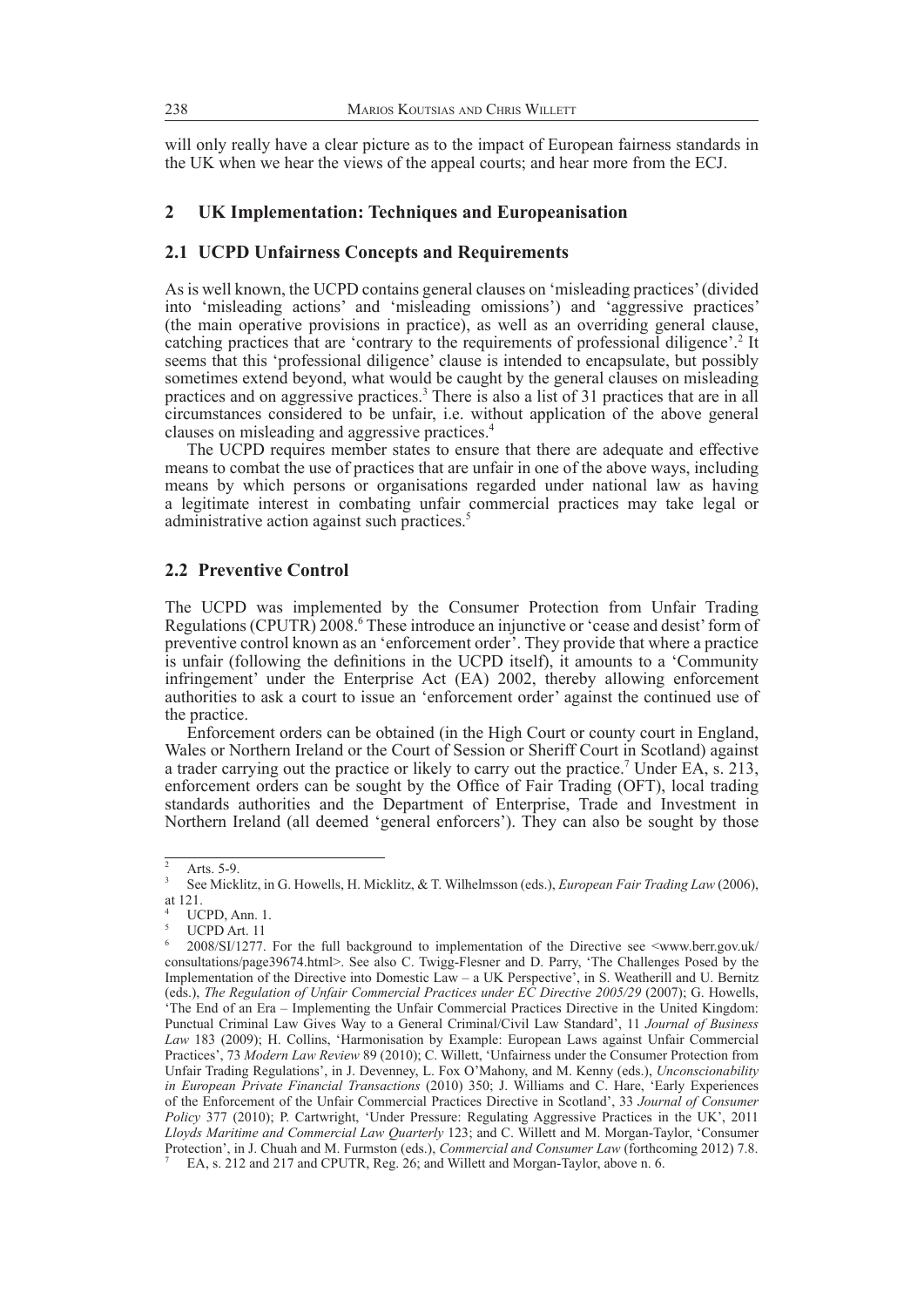will only really have a clear picture as to the impact of European fairness standards in the UK when we hear the views of the appeal courts; and hear more from the ECJ.

## 2 UK Implementation: Techniques and Europeanisation

### 2.1 UCPD Unfairness Concepts and Requirements

As is well known, the UCPD contains general clauses on 'misleading practices' (divided into 'misleading actions' and 'misleading omissions') and 'aggressive practices' (the main operative provisions in practice), as well as an overriding general clause, catching practices that are 'contrary to the requirements of professional diligence'.[2] It seems that this 'professional diligence' clause is intended to encapsulate, but possibly sometimes extend beyond, what would be caught by the general clauses on misleading practices and on aggressive practices.[3] There is also a list of 31 practices that are in all circumstances considered to be unfair, i.e. without application of the above general clauses on misleading and aggressive practices.[4]

The UCPD requires member states to ensure that there are adequate and effective means to combat the use of practices that are unfair in one of the above ways, including means by which persons or organisations regarded under national law as having a legitimate interest in combating unfair commercial practices may take legal or administrative action against such practices.[5]

### 2.2 Preventive Control

The UCPD was implemented by the Consumer Protection from Unfair Trading Regulations (CPUTR) 2008.[6] These introduce an injunctive or 'cease and desist' form of preventive control known as an 'enforcement order'. They provide that where a practice is unfair (following the definitions in the UCPD itself), it amounts to a 'Community infringement' under the Enterprise Act (EA) 2002, thereby allowing enforcement authorities to ask a court to issue an 'enforcement order' against the continued use of the practice.

Enforcement orders can be obtained (in the High Court or county court in England, Wales or Northern Ireland or the Court of Session or Sheriff Court in Scotland) against a trader carrying out the practice or likely to carry out the practice.[7] Under EA, s. 213, enforcement orders can be sought by the Office of Fair Trading (OFT), local trading standards authorities and the Department of Enterprise, Trade and Investment in Northern Ireland (all deemed 'general enforcers'). They can also be sought by those

---

[2] Arts. 5-9.

[3] See Micklitz, in G. Howells, H. Micklitz, & T. Wilhelmsson (eds.), *European Fair Trading Law* (2006), at 121.

[4] UCPD, Ann. 1.

[5] UCPD Art. 11

[6] 2008/SI/1277. For the full background to implementation of the Directive see <www.berr.gov.uk/consultations/page39674.html>. See also C. Twigg-Flesner and D. Parry, 'The Challenges Posed by the Implementation of the Directive into Domestic Law – a UK Perspective', in S. Weatherill and U. Bernitz (eds.), *The Regulation of Unfair Commercial Practices under EC Directive 2005/29* (2007); G. Howells, 'The End of an Era – Implementing the Unfair Commercial Practices Directive in the United Kingdom: Punctual Criminal Law Gives Way to a General Criminal/Civil Law Standard', 11 *Journal of Business Law* 183 (2009); H. Collins, 'Harmonisation by Example: European Laws against Unfair Commercial Practices', 73 *Modern Law Review* 89 (2010); C. Willett, 'Unfairness under the Consumer Protection from Unfair Trading Regulations', in J. Devenney, L. Fox O'Mahony, and M. Kenny (eds.), *Unconscionability in European Private Financial Transactions* (2010) 350; J. Williams and C. Hare, 'Early Experiences of the Enforcement of the Unfair Commercial Practices Directive in Scotland', 33 *Journal of Consumer Policy* 377 (2010); P. Cartwright, 'Under Pressure: Regulating Aggressive Practices in the UK', 2011 *Lloyds Maritime and Commercial Law Quarterly* 123; and C. Willett and M. Morgan-Taylor, 'Consumer Protection', in J. Chuah and M. Furmston (eds.), *Commercial and Consumer Law* (forthcoming 2012) 7.8.

[7] EA, s. 212 and 217 and CPUTR, Reg. 26; and Willett and Morgan-Taylor, above n. 6.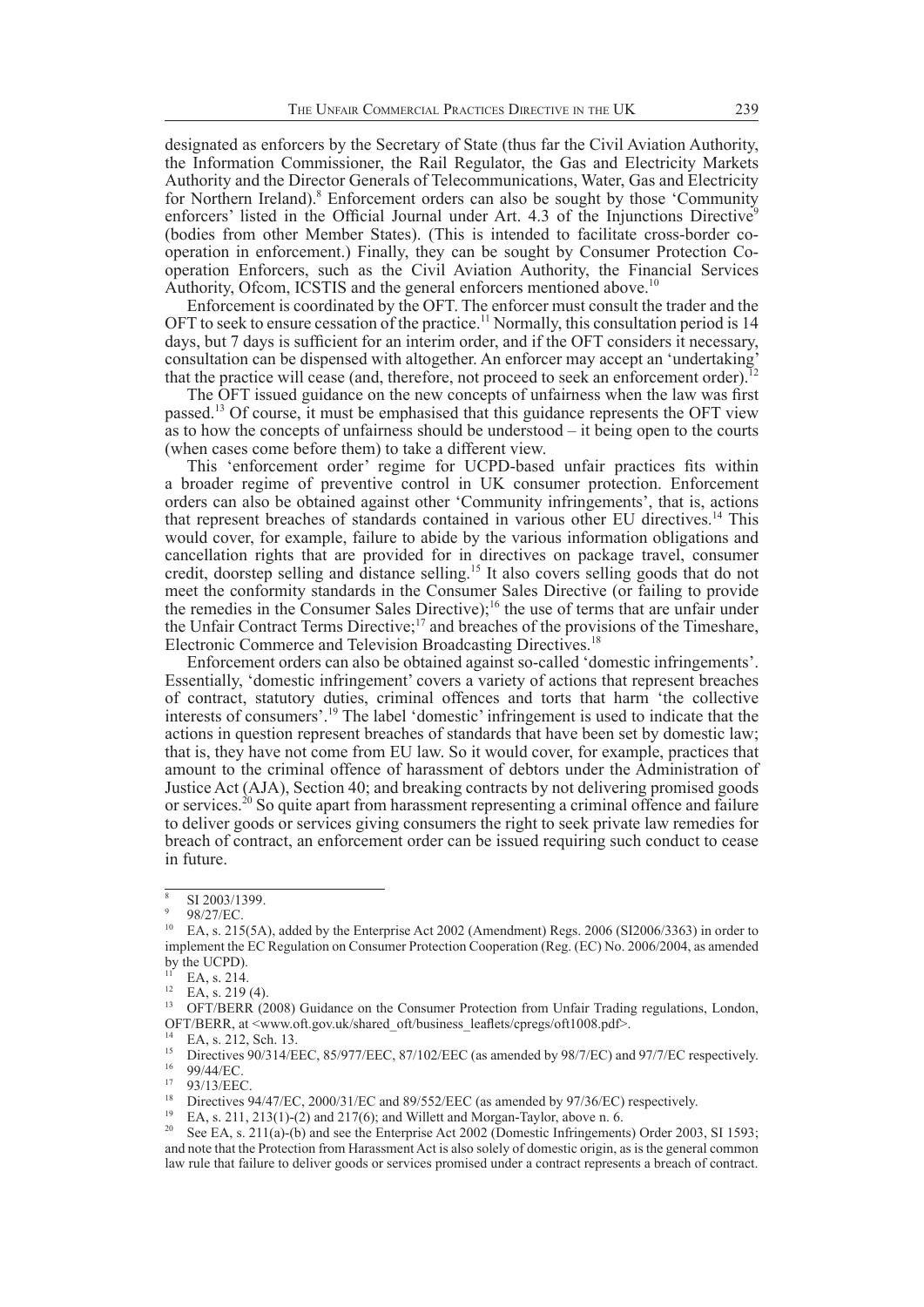designated as enforcers by the Secretary of State (thus far the Civil Aviation Authority, the Information Commissioner, the Rail Regulator, the Gas and Electricity Markets Authority and the Director Generals of Telecommunications, Water, Gas and Electricity for Northern Ireland).[8] Enforcement orders can also be sought by those 'Community enforcers' listed in the Official Journal under Art. 4.3 of the Injunctions Directive[9] (bodies from other Member States). (This is intended to facilitate cross-border co-operation in enforcement.) Finally, they can be sought by Consumer Protection Co-operation Enforcers, such as the Civil Aviation Authority, the Financial Services Authority, Ofcom, ICSTIS and the general enforcers mentioned above.[10]

Enforcement is coordinated by the OFT. The enforcer must consult the trader and the OFT to seek to ensure cessation of the practice.[11] Normally, this consultation period is 14 days, but 7 days is sufficient for an interim order, and if the OFT considers it necessary, consultation can be dispensed with altogether. An enforcer may accept an 'undertaking' that the practice will cease (and, therefore, not proceed to seek an enforcement order).[12]

The OFT issued guidance on the new concepts of unfairness when the law was first passed.[13] Of course, it must be emphasised that this guidance represents the OFT view as to how the concepts of unfairness should be understood – it being open to the courts (when cases come before them) to take a different view.

This 'enforcement order' regime for UCPD-based unfair practices fits within a broader regime of preventive control in UK consumer protection. Enforcement orders can also be obtained against other 'Community infringements', that is, actions that represent breaches of standards contained in various other EU directives.[14] This would cover, for example, failure to abide by the various information obligations and cancellation rights that are provided for in directives on package travel, consumer credit, doorstep selling and distance selling.[15] It also covers selling goods that do not meet the conformity standards in the Consumer Sales Directive (or failing to provide the remedies in the Consumer Sales Directive);[16] the use of terms that are unfair under the Unfair Contract Terms Directive;[17] and breaches of the provisions of the Timeshare, Electronic Commerce and Television Broadcasting Directives.[18]

Enforcement orders can also be obtained against so-called 'domestic infringements'. Essentially, 'domestic infringement' covers a variety of actions that represent breaches of contract, statutory duties, criminal offences and torts that harm 'the collective interests of consumers'.[19] The label 'domestic' infringement is used to indicate that the actions in question represent breaches of standards that have been set by domestic law; that is, they have not come from EU law. So it would cover, for example, practices that amount to the criminal offence of harassment of debtors under the Administration of Justice Act (AJA), Section 40; and breaking contracts by not delivering promised goods or services.[20] So quite apart from harassment representing a criminal offence and failure to deliver goods or services giving consumers the right to seek private law remedies for breach of contract, an enforcement order can be issued requiring such conduct to cease in future.

---

[8] SI 2003/1399.

[9] 98/27/EC.

[10] EA, s. 215(5A), added by the Enterprise Act 2002 (Amendment) Regs. 2006 (SI2006/3363) in order to implement the EC Regulation on Consumer Protection Cooperation (Reg. (EC) No. 2006/2004, as amended by the UCPD).

[11] EA, s. 214.

[12] EA, s. 219 (4).

[13] OFT/BERR (2008) Guidance on the Consumer Protection from Unfair Trading regulations, London, OFT/BERR, at <www.oft.gov.uk/shared_oft/business_leaflets/cpregs/oft1008.pdf>.

[14] EA, s. 212, Sch. 13.

[15] Directives 90/314/EEC, 85/977/EEC, 87/102/EEC (as amended by 98/7/EC) and 97/7/EC respectively.

[16] 99/44/EC.

[17] 93/13/EEC.

[18] Directives 94/47/EC, 2000/31/EC and 89/552/EEC (as amended by 97/36/EC) respectively.

[19] EA, s. 211, 213(1)-(2) and 217(6); and Willett and Morgan-Taylor, above n. 6.

[20] See EA, s. 211(a)-(b) and see the Enterprise Act 2002 (Domestic Infringements) Order 2003, SI 1593; and note that the Protection from Harassment Act is also solely of domestic origin, as is the general common law rule that failure to deliver goods or services promised under a contract represents a breach of contract.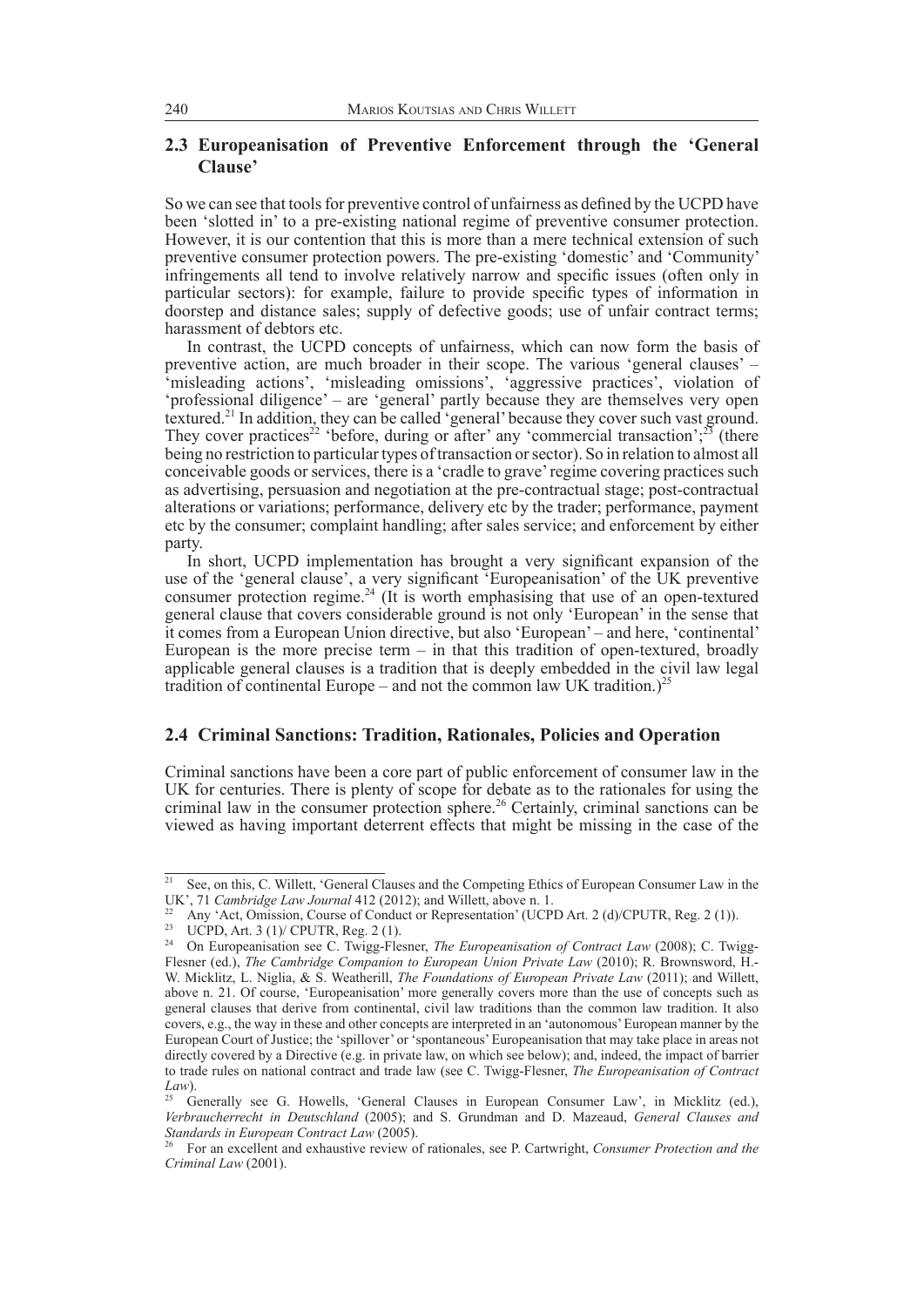## 2.3 Europeanisation of Preventive Enforcement through the 'General Clause'

So we can see that tools for preventive control of unfairness as defined by the UCPD have been 'slotted in' to a pre-existing national regime of preventive consumer protection. However, it is our contention that this is more than a mere technical extension of such preventive consumer protection powers. The pre-existing 'domestic' and 'Community' infringements all tend to involve relatively narrow and specific issues (often only in particular sectors): for example, failure to provide specific types of information in doorstep and distance sales; supply of defective goods; use of unfair contract terms; harassment of debtors etc.

In contrast, the UCPD concepts of unfairness, which can now form the basis of preventive action, are much broader in their scope. The various 'general clauses' – 'misleading actions', 'misleading omissions', 'aggressive practices', violation of 'professional diligence' – are 'general' partly because they are themselves very open textured.[21] In addition, they can be called 'general' because they cover such vast ground. They cover practices[22] 'before, during or after' any 'commercial transaction';[23] (there being no restriction to particular types of transaction or sector). So in relation to almost all conceivable goods or services, there is a 'cradle to grave' regime covering practices such as advertising, persuasion and negotiation at the pre-contractual stage; post-contractual alterations or variations; performance, delivery etc by the trader; performance, payment etc by the consumer; complaint handling; after sales service; and enforcement by either party.

In short, UCPD implementation has brought a very significant expansion of the use of the 'general clause', a very significant 'Europeanisation' of the UK preventive consumer protection regime.[24] (It is worth emphasising that use of an open-textured general clause that covers considerable ground is not only 'European' in the sense that it comes from a European Union directive, but also 'European' – and here, 'continental' European is the more precise term – in that this tradition of open-textured, broadly applicable general clauses is a tradition that is deeply embedded in the civil law legal tradition of continental Europe – and not the common law UK tradition.)[25]

## 2.4 Criminal Sanctions: Tradition, Rationales, Policies and Operation

Criminal sanctions have been a core part of public enforcement of consumer law in the UK for centuries. There is plenty of scope for debate as to the rationales for using the criminal law in the consumer protection sphere.[26] Certainly, criminal sanctions can be viewed as having important deterrent effects that might be missing in the case of the

---

[21] See, on this, C. Willett, 'General Clauses and the Competing Ethics of European Consumer Law in the UK', 71 *Cambridge Law Journal* 412 (2012); and Willett, above n. 1.

[22] Any 'Act, Omission, Course of Conduct or Representation' (UCPD Art. 2 (d)/CPUTR, Reg. 2 (1)).

[23] UCPD, Art. 3 (1)/ CPUTR, Reg. 2 (1).

[24] On Europeanisation see C. Twigg-Flesner, *The Europeanisation of Contract Law* (2008); C. Twigg-Flesner (ed.), *The Cambridge Companion to European Union Private Law* (2010); R. Brownsword, H.-W. Micklitz, L. Niglia, & S. Weatherill, *The Foundations of European Private Law* (2011); and Willett, above n. 21. Of course, 'Europeanisation' more generally covers more than the use of concepts such as general clauses that derive from continental, civil law traditions than the common law tradition. It also covers, e.g., the way in these and other concepts are interpreted in an 'autonomous' European manner by the European Court of Justice; the 'spillover' or 'spontaneous' Europeanisation that may take place in areas not directly covered by a Directive (e.g. in private law, on which see below); and, indeed, the impact of barrier to trade rules on national contract and trade law (see C. Twigg-Flesner, *The Europeanisation of Contract Law*).

[25] Generally see G. Howells, 'General Clauses in European Consumer Law', in Micklitz (ed.), *Verbraucherrecht in Deutschland* (2005); and S. Grundman and D. Mazeaud, *General Clauses and Standards in European Contract Law* (2005).

[26] For an excellent and exhaustive review of rationales, see P. Cartwright, *Consumer Protection and the Criminal Law* (2001).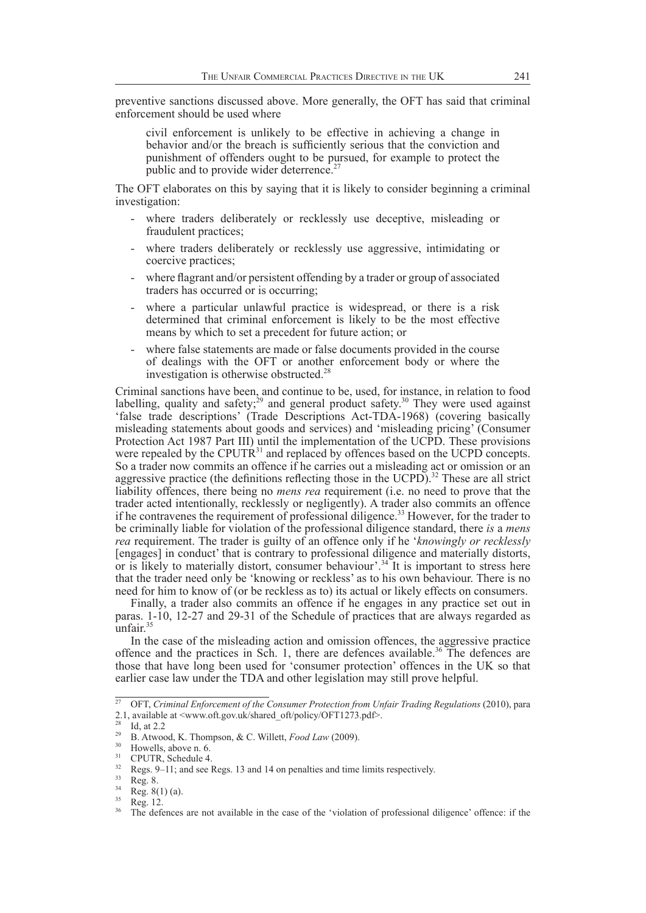preventive sanctions discussed above. More generally, the OFT has said that criminal enforcement should be used where

> civil enforcement is unlikely to be effective in achieving a change in behavior and/or the breach is sufficiently serious that the conviction and punishment of offenders ought to be pursued, for example to protect the public and to provide wider deterrence.[27]

The OFT elaborates on this by saying that it is likely to consider beginning a criminal investigation:

- where traders deliberately or recklessly use deceptive, misleading or fraudulent practices;
- where traders deliberately or recklessly use aggressive, intimidating or coercive practices;
- where flagrant and/or persistent offending by a trader or group of associated traders has occurred or is occurring;
- where a particular unlawful practice is widespread, or there is a risk determined that criminal enforcement is likely to be the most effective means by which to set a precedent for future action; or
- where false statements are made or false documents provided in the course of dealings with the OFT or another enforcement body or where the investigation is otherwise obstructed.[28]

Criminal sanctions have been, and continue to be, used, for instance, in relation to food labelling, quality and safety;[29] and general product safety.[30] They were used against 'false trade descriptions' (Trade Descriptions Act-TDA-1968) (covering basically misleading statements about goods and services) and 'misleading pricing' (Consumer Protection Act 1987 Part III) until the implementation of the UCPD. These provisions were repealed by the CPUTR[31] and replaced by offences based on the UCPD concepts. So a trader now commits an offence if he carries out a misleading act or omission or an aggressive practice (the definitions reflecting those in the UCPD).[32] These are all strict liability offences, there being no *mens rea* requirement (i.e. no need to prove that the trader acted intentionally, recklessly or negligently). A trader also commits an offence if he contravenes the requirement of professional diligence.[33] However, for the trader to be criminally liable for violation of the professional diligence standard, there *is* a *mens rea* requirement. The trader is guilty of an offence only if he '*knowingly or recklessly* [engages] in conduct' that is contrary to professional diligence and materially distorts, or is likely to materially distort, consumer behaviour'.[34] It is important to stress here that the trader need only be 'knowing or reckless' as to his own behaviour. There is no need for him to know of (or be reckless as to) its actual or likely effects on consumers.

Finally, a trader also commits an offence if he engages in any practice set out in paras. 1-10, 12-27 and 29-31 of the Schedule of practices that are always regarded as unfair.[35]

In the case of the misleading action and omission offences, the aggressive practice offence and the practices in Sch. 1, there are defences available.[36] The defences are those that have long been used for 'consumer protection' offences in the UK so that earlier case law under the TDA and other legislation may still prove helpful.

---

[27] OFT, *Criminal Enforcement of the Consumer Protection from Unfair Trading Regulations* (2010), para 2.1, available at <www.oft.gov.uk/shared_oft/policy/OFT1273.pdf>.

[28] Id, at 2.2

[29] B. Atwood, K. Thompson, & C. Willett, *Food Law* (2009).

[30] Howells, above n. 6.

[31] CPUTR, Schedule 4.

[32] Regs. 9–11; and see Regs. 13 and 14 on penalties and time limits respectively.

[33] Reg. 8.

[34] Reg. 8(1) (a).

[35] Reg. 12.

[36] The defences are not available in the case of the 'violation of professional diligence' offence: if the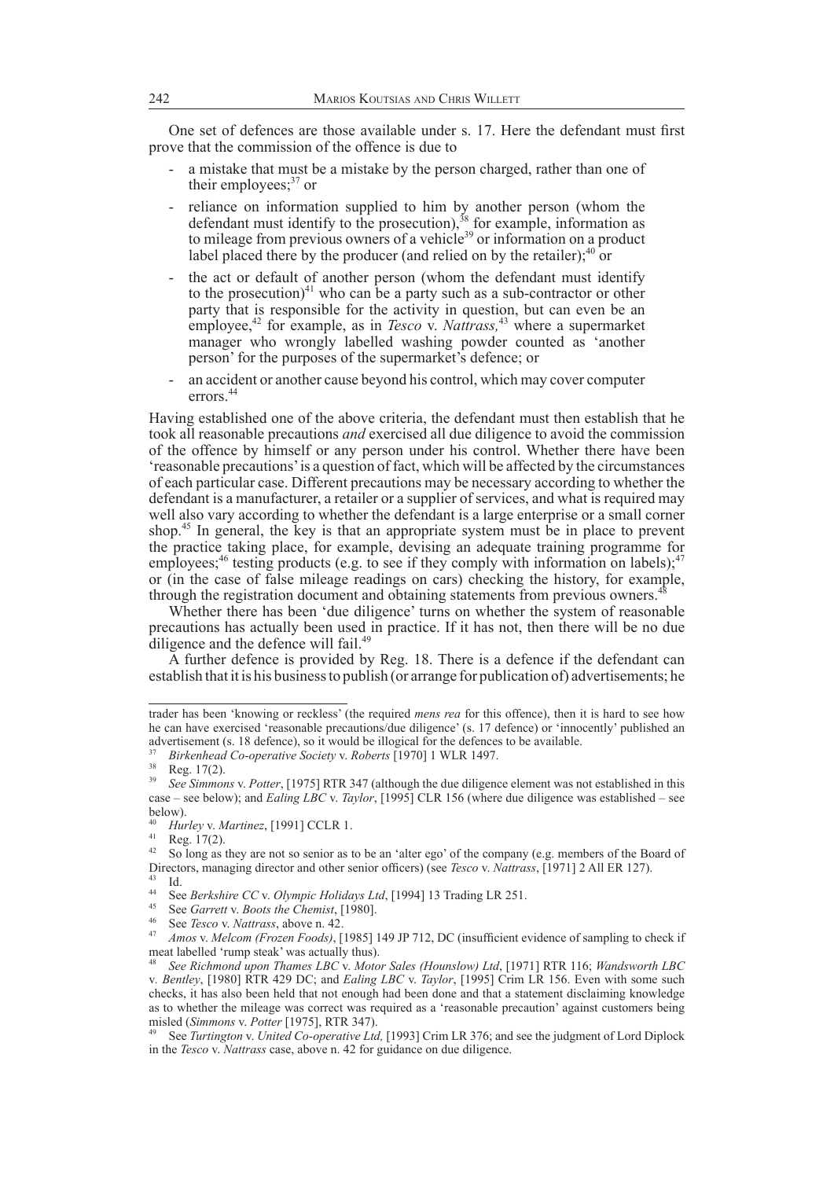One set of defences are those available under s. 17. Here the defendant must first prove that the commission of the offence is due to

- a mistake that must be a mistake by the person charged, rather than one of their employees;[37] or
- reliance on information supplied to him by another person (whom the defendant must identify to the prosecution),[38] for example, information as to mileage from previous owners of a vehicle[39] or information on a product label placed there by the producer (and relied on by the retailer);[40] or
- the act or default of another person (whom the defendant must identify to the prosecution)[41] who can be a party such as a sub-contractor or other party that is responsible for the activity in question, but can even be an employee,[42] for example, as in *Tesco* v. *Nattrass,*[43] where a supermarket manager who wrongly labelled washing powder counted as 'another person' for the purposes of the supermarket's defence; or
- an accident or another cause beyond his control, which may cover computer errors.[44]

Having established one of the above criteria, the defendant must then establish that he took all reasonable precautions *and* exercised all due diligence to avoid the commission of the offence by himself or any person under his control. Whether there have been 'reasonable precautions' is a question of fact, which will be affected by the circumstances of each particular case. Different precautions may be necessary according to whether the defendant is a manufacturer, a retailer or a supplier of services, and what is required may well also vary according to whether the defendant is a large enterprise or a small corner shop.[45] In general, the key is that an appropriate system must be in place to prevent the practice taking place, for example, devising an adequate training programme for employees;[46] testing products (e.g. to see if they comply with information on labels);[47] or (in the case of false mileage readings on cars) checking the history, for example, through the registration document and obtaining statements from previous owners.[48]

Whether there has been 'due diligence' turns on whether the system of reasonable precautions has actually been used in practice. If it has not, then there will be no due diligence and the defence will fail.[49]

A further defence is provided by Reg. 18. There is a defence if the defendant can establish that it is his business to publish (or arrange for publication of) advertisements; he

---

trader has been 'knowing or reckless' (the required *mens rea* for this offence), then it is hard to see how he can have exercised 'reasonable precautions/due diligence' (s. 17 defence) or 'innocently' published an advertisement (s. 18 defence), so it would be illogical for the defences to be available.

37 *Birkenhead Co-operative Society* v. *Roberts* [1970] 1 WLR 1497.

38 Reg. 17(2).

39 *See Simmons* v. *Potter*, [1975] RTR 347 (although the due diligence element was not established in this case – see below); and *Ealing LBC* v. *Taylor*, [1995] CLR 156 (where due diligence was established – see below).

40 *Hurley* v. *Martinez*, [1991] CCLR 1.

41 Reg. 17(2).

42 So long as they are not so senior as to be an 'alter ego' of the company (e.g. members of the Board of Directors, managing director and other senior officers) (see *Tesco* v. *Nattrass*, [1971] 2 All ER 127).

43 Id.

44 See *Berkshire CC* v. *Olympic Holidays Ltd*, [1994] 13 Trading LR 251.

45 See *Garrett* v. *Boots the Chemist*, [1980].

46 See *Tesco* v. *Nattrass*, above n. 42.

47 *Amos* v. *Melcom (Frozen Foods)*, [1985] 149 JP 712, DC (insufficient evidence of sampling to check if meat labelled 'rump steak' was actually thus).

48 *See Richmond upon Thames LBC* v. *Motor Sales (Hounslow) Ltd*, [1971] RTR 116; *Wandsworth LBC* v. *Bentley*, [1980] RTR 429 DC; and *Ealing LBC* v. *Taylor*, [1995] Crim LR 156. Even with some such checks, it has also been held that not enough had been done and that a statement disclaiming knowledge as to whether the mileage was correct was required as a 'reasonable precaution' against customers being misled (*Simmons* v. *Potter* [1975], RTR 347).

49 See *Turtington* v. *United Co-operative Ltd,* [1993] Crim LR 376; and see the judgment of Lord Diplock in the *Tesco* v. *Nattrass* case, above n. 42 for guidance on due diligence.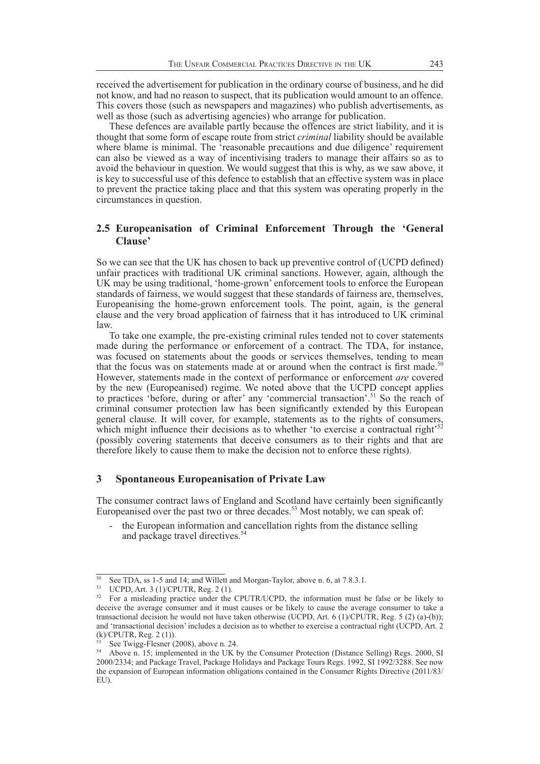received the advertisement for publication in the ordinary course of business, and he did not know, and had no reason to suspect, that its publication would amount to an offence. This covers those (such as newspapers and magazines) who publish advertisements, as well as those (such as advertising agencies) who arrange for publication.

These defences are available partly because the offences are strict liability, and it is thought that some form of escape route from strict *criminal* liability should be available where blame is minimal. The 'reasonable precautions and due diligence' requirement can also be viewed as a way of incentivising traders to manage their affairs so as to avoid the behaviour in question. We would suggest that this is why, as we saw above, it is key to successful use of this defence to establish that an effective system was in place to prevent the practice taking place and that this system was operating properly in the circumstances in question.

## 2.5 Europeanisation of Criminal Enforcement Through the 'General Clause'

So we can see that the UK has chosen to back up preventive control of (UCPD defined) unfair practices with traditional UK criminal sanctions. However, again, although the UK may be using traditional, 'home-grown' enforcement tools to enforce the European standards of fairness, we would suggest that these standards of fairness are, themselves, Europeanising the home-grown enforcement tools. The point, again, is the general clause and the very broad application of fairness that it has introduced to UK criminal law.

To take one example, the pre-existing criminal rules tended not to cover statements made during the performance or enforcement of a contract. The TDA, for instance, was focused on statements about the goods or services themselves, tending to mean that the focus was on statements made at or around when the contract is first made.[50] However, statements made in the context of performance or enforcement *are* covered by the new (Europeanised) regime. We noted above that the UCPD concept applies to practices 'before, during or after' any 'commercial transaction'.[51] So the reach of criminal consumer protection law has been significantly extended by this European general clause. It will cover, for example, statements as to the rights of consumers, which might influence their decisions as to whether 'to exercise a contractual right'[52] (possibly covering statements that deceive consumers as to their rights and that are therefore likely to cause them to make the decision not to enforce these rights).

## 3 Spontaneous Europeanisation of Private Law

The consumer contract laws of England and Scotland have certainly been significantly Europeanised over the past two or three decades.[53] Most notably, we can speak of:

- the European information and cancellation rights from the distance selling and package travel directives.[54]

---

[50] See TDA, ss 1-5 and 14; and Willett and Morgan-Taylor, above n. 6, at 7.8.3.1.

[51] UCPD, Art. 3 (1)/CPUTR, Reg. 2 (1).

[52] For a misleading practice under the CPUTR/UCPD, the information must be false or be likely to deceive the average consumer and it must causes or be likely to cause the average consumer to take a transactional decision he would not have taken otherwise (UCPD, Art. 6 (1)/CPUTR, Reg. 5 (2) (a)-(b)); and 'transactional decision' includes a decision as to whether to exercise a contractual right (UCPD, Art. 2 (k)/CPUTR, Reg. 2 (1)).

[53] See Twigg-Flesner (2008), above n. 24.

[54] Above n. 15; implemented in the UK by the Consumer Protection (Distance Selling) Regs. 2000, SI 2000/2334; and Package Travel, Package Holidays and Package Tours Regs. 1992, SI 1992/3288. See now the expansion of European information obligations contained in the Consumer Rights Directive (2011/83/EU).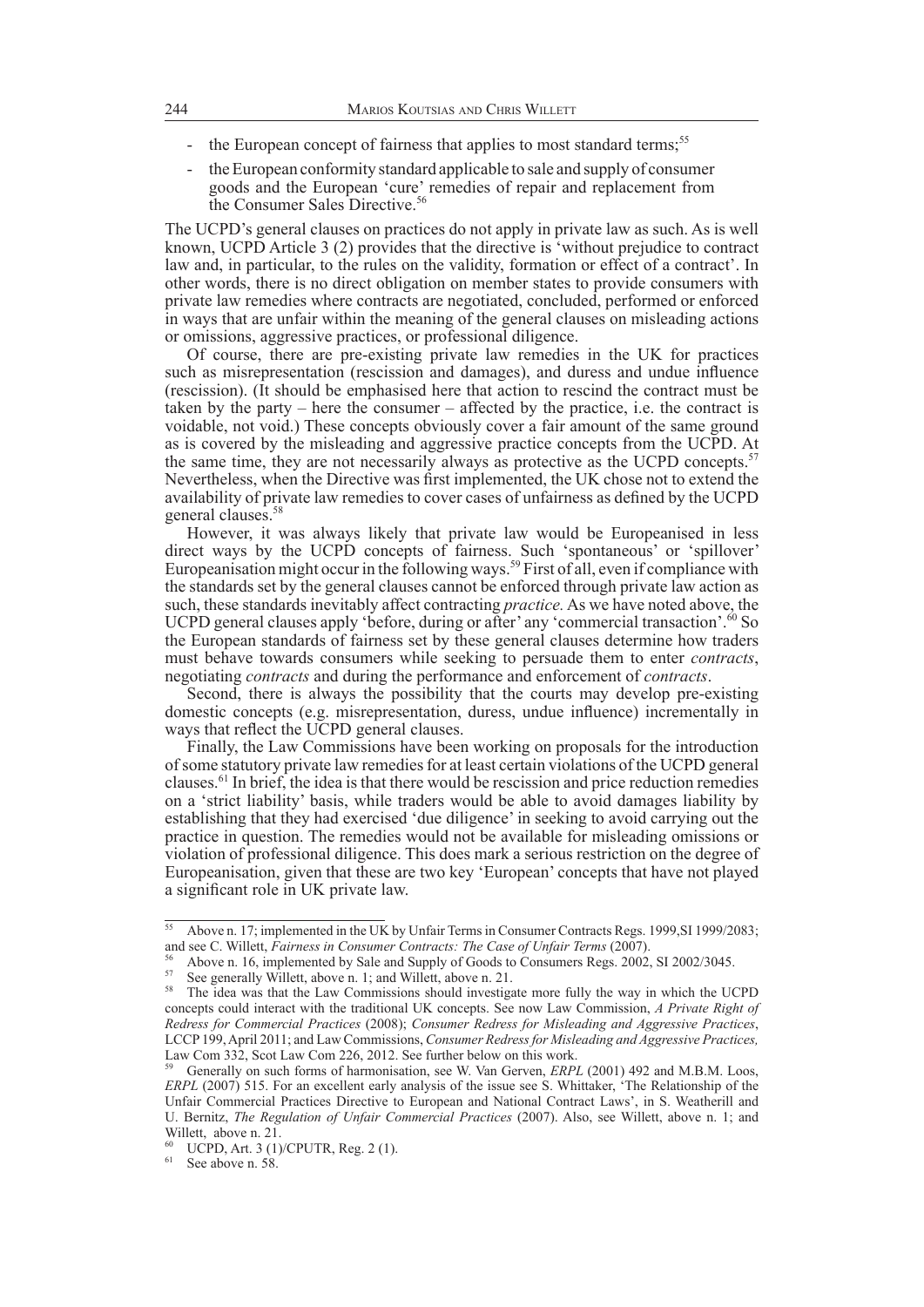- the European concept of fairness that applies to most standard terms;[55]
- the European conformity standard applicable to sale and supply of consumer goods and the European 'cure' remedies of repair and replacement from the Consumer Sales Directive.[56]

The UCPD's general clauses on practices do not apply in private law as such. As is well known, UCPD Article 3 (2) provides that the directive is 'without prejudice to contract law and, in particular, to the rules on the validity, formation or effect of a contract'. In other words, there is no direct obligation on member states to provide consumers with private law remedies where contracts are negotiated, concluded, performed or enforced in ways that are unfair within the meaning of the general clauses on misleading actions or omissions, aggressive practices, or professional diligence.

Of course, there are pre-existing private law remedies in the UK for practices such as misrepresentation (rescission and damages), and duress and undue influence (rescission). (It should be emphasised here that action to rescind the contract must be taken by the party – here the consumer – affected by the practice, i.e. the contract is voidable, not void.) These concepts obviously cover a fair amount of the same ground as is covered by the misleading and aggressive practice concepts from the UCPD. At the same time, they are not necessarily always as protective as the UCPD concepts.[57] Nevertheless, when the Directive was first implemented, the UK chose not to extend the availability of private law remedies to cover cases of unfairness as defined by the UCPD general clauses.[58]

However, it was always likely that private law would be Europeanised in less direct ways by the UCPD concepts of fairness. Such 'spontaneous' or 'spillover' Europeanisation might occur in the following ways.[59] First of all, even if compliance with the standards set by the general clauses cannot be enforced through private law action as such, these standards inevitably affect contracting *practice*. As we have noted above, the UCPD general clauses apply 'before, during or after' any 'commercial transaction'.[60] So the European standards of fairness set by these general clauses determine how traders must behave towards consumers while seeking to persuade them to enter *contracts*, negotiating *contracts* and during the performance and enforcement of *contracts*.

Second, there is always the possibility that the courts may develop pre-existing domestic concepts (e.g. misrepresentation, duress, undue influence) incrementally in ways that reflect the UCPD general clauses.

Finally, the Law Commissions have been working on proposals for the introduction of some statutory private law remedies for at least certain violations of the UCPD general clauses.[61] In brief, the idea is that there would be rescission and price reduction remedies on a 'strict liability' basis, while traders would be able to avoid damages liability by establishing that they had exercised 'due diligence' in seeking to avoid carrying out the practice in question. The remedies would not be available for misleading omissions or violation of professional diligence. This does mark a serious restriction on the degree of Europeanisation, given that these are two key 'European' concepts that have not played a significant role in UK private law.

---

[55] Above n. 17; implemented in the UK by Unfair Terms in Consumer Contracts Regs. 1999, SI 1999/2083; and see C. Willett, *Fairness in Consumer Contracts: The Case of Unfair Terms* (2007).

[56] Above n. 16, implemented by Sale and Supply of Goods to Consumers Regs. 2002, SI 2002/3045.

[57] See generally Willett, above n. 1; and Willett, above n. 21.

[58] The idea was that the Law Commissions should investigate more fully the way in which the UCPD concepts could interact with the traditional UK concepts. See now Law Commission, *A Private Right of Redress for Commercial Practices* (2008); *Consumer Redress for Misleading and Aggressive Practices*, LCCP 199, April 2011; and Law Commissions, *Consumer Redress for Misleading and Aggressive Practices,* Law Com 332, Scot Law Com 226, 2012. See further below on this work.

[59] Generally on such forms of harmonisation, see W. Van Gerven, *ERPL* (2001) 492 and M.B.M. Loos, *ERPL* (2007) 515. For an excellent early analysis of the issue see S. Whittaker, 'The Relationship of the Unfair Commercial Practices Directive to European and National Contract Laws', in S. Weatherill and U. Bernitz, *The Regulation of Unfair Commercial Practices* (2007). Also, see Willett, above n. 1; and Willett, above n. 21.

[60] UCPD, Art. 3 (1)/CPUTR, Reg. 2 (1).

[61] See above n. 58.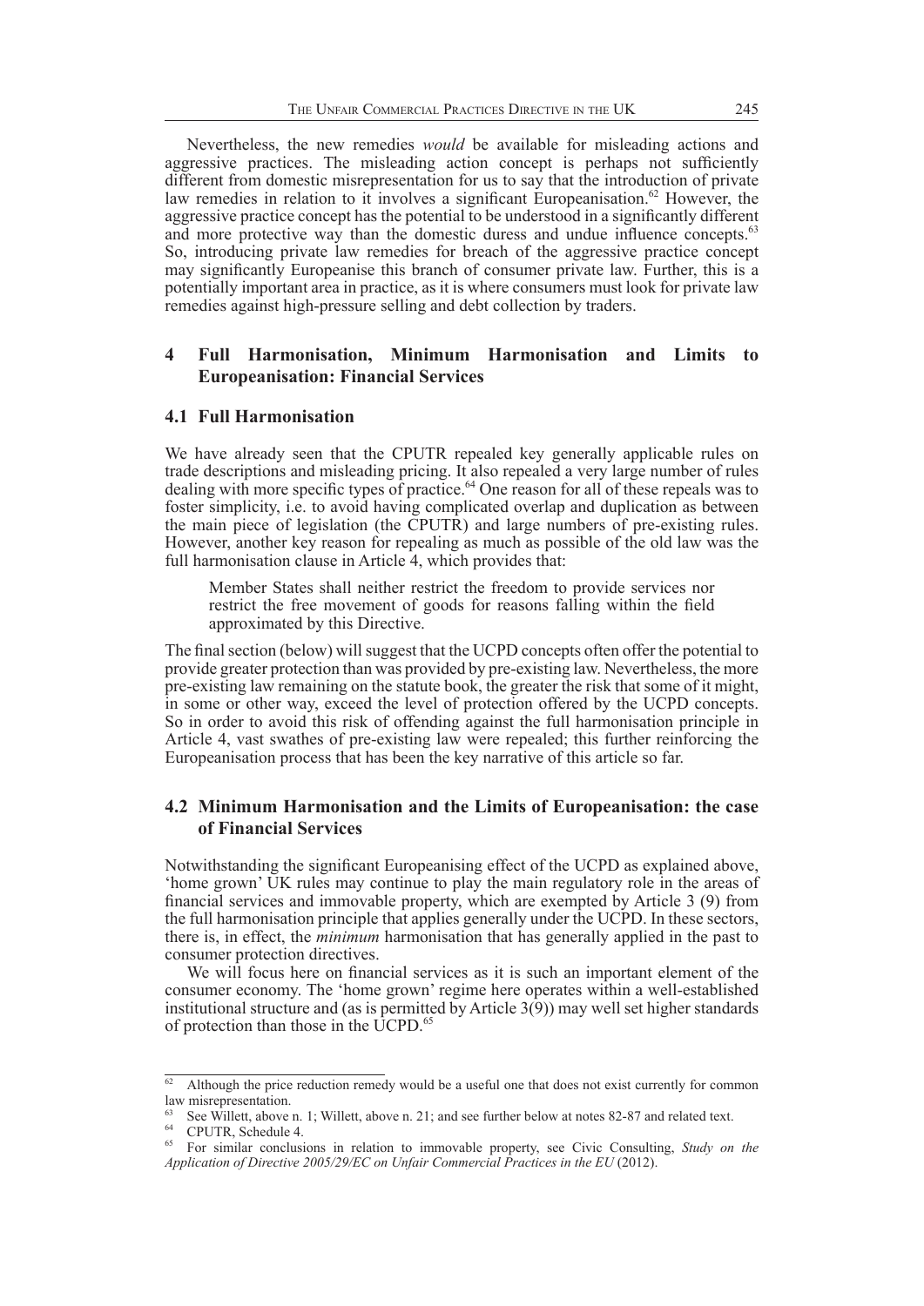Nevertheless, the new remedies *would* be available for misleading actions and aggressive practices. The misleading action concept is perhaps not sufficiently different from domestic misrepresentation for us to say that the introduction of private law remedies in relation to it involves a significant Europeanisation.[62] However, the aggressive practice concept has the potential to be understood in a significantly different and more protective way than the domestic duress and undue influence concepts.[63] So, introducing private law remedies for breach of the aggressive practice concept may significantly Europeanise this branch of consumer private law. Further, this is a potentially important area in practice, as it is where consumers must look for private law remedies against high-pressure selling and debt collection by traders.

## 4 Full Harmonisation, Minimum Harmonisation and Limits to Europeanisation: Financial Services

### 4.1 Full Harmonisation

We have already seen that the CPUTR repealed key generally applicable rules on trade descriptions and misleading pricing. It also repealed a very large number of rules dealing with more specific types of practice.[64] One reason for all of these repeals was to foster simplicity, i.e. to avoid having complicated overlap and duplication as between the main piece of legislation (the CPUTR) and large numbers of pre-existing rules. However, another key reason for repealing as much as possible of the old law was the full harmonisation clause in Article 4, which provides that:

> Member States shall neither restrict the freedom to provide services nor restrict the free movement of goods for reasons falling within the field approximated by this Directive.

The final section (below) will suggest that the UCPD concepts often offer the potential to provide greater protection than was provided by pre-existing law. Nevertheless, the more pre-existing law remaining on the statute book, the greater the risk that some of it might, in some or other way, exceed the level of protection offered by the UCPD concepts. So in order to avoid this risk of offending against the full harmonisation principle in Article 4, vast swathes of pre-existing law were repealed; this further reinforcing the Europeanisation process that has been the key narrative of this article so far.

### 4.2 Minimum Harmonisation and the Limits of Europeanisation: the case of Financial Services

Notwithstanding the significant Europeanising effect of the UCPD as explained above, 'home grown' UK rules may continue to play the main regulatory role in the areas of financial services and immovable property, which are exempted by Article 3 (9) from the full harmonisation principle that applies generally under the UCPD. In these sectors, there is, in effect, the *minimum* harmonisation that has generally applied in the past to consumer protection directives.

We will focus here on financial services as it is such an important element of the consumer economy. The 'home grown' regime here operates within a well-established institutional structure and (as is permitted by Article 3(9)) may well set higher standards of protection than those in the UCPD.[65]

---

[62] Although the price reduction remedy would be a useful one that does not exist currently for common law misrepresentation.

[63] See Willett, above n. 1; Willett, above n. 21; and see further below at notes 82-87 and related text.

[64] CPUTR, Schedule 4.

[65] For similar conclusions in relation to immovable property, see Civic Consulting, *Study on the Application of Directive 2005/29/EC on Unfair Commercial Practices in the EU* (2012).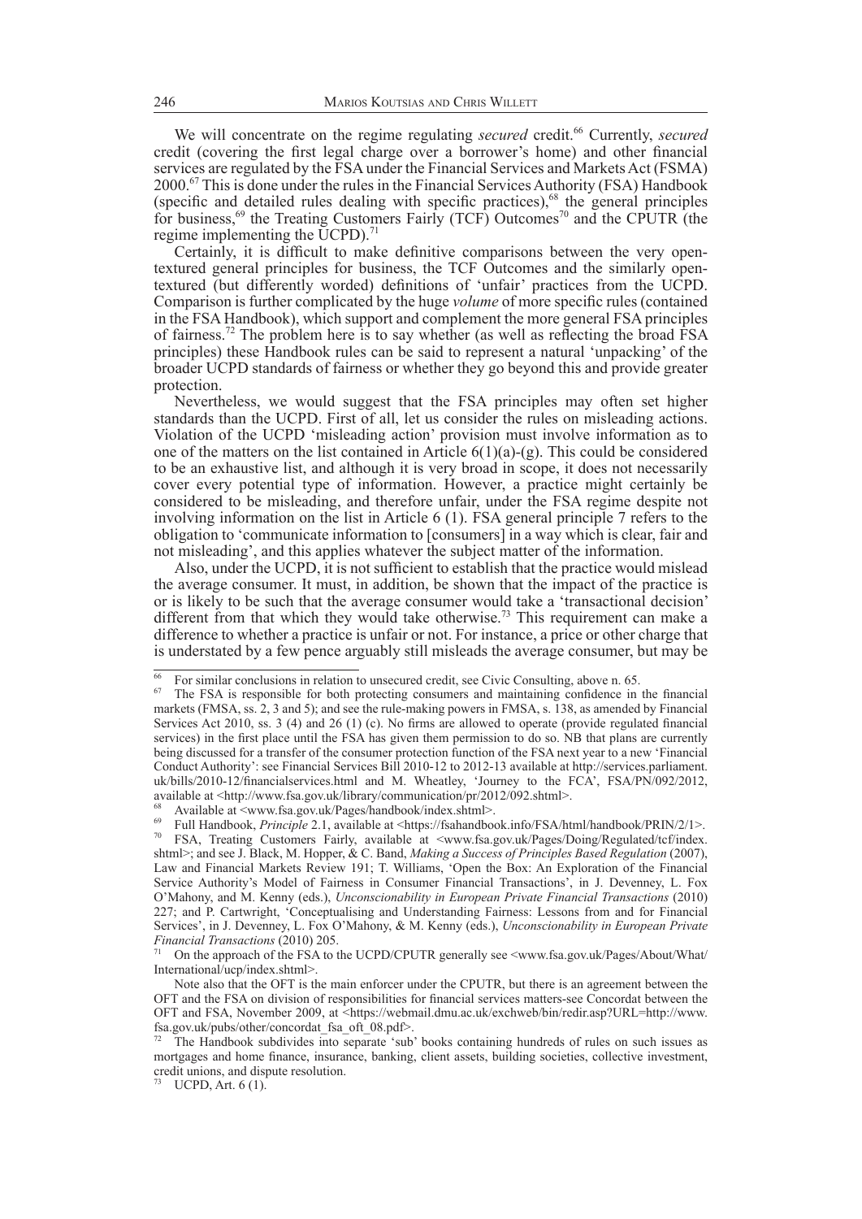We will concentrate on the regime regulating *secured* credit.[66] Currently, *secured* credit (covering the first legal charge over a borrower's home) and other financial services are regulated by the FSA under the Financial Services and Markets Act (FSMA) 2000.[67] This is done under the rules in the Financial Services Authority (FSA) Handbook (specific and detailed rules dealing with specific practices),[68] the general principles for business,[69] the Treating Customers Fairly (TCF) Outcomes[70] and the CPUTR (the regime implementing the UCPD).[71]

Certainly, it is difficult to make definitive comparisons between the very open-textured general principles for business, the TCF Outcomes and the similarly open-textured (but differently worded) definitions of 'unfair' practices from the UCPD. Comparison is further complicated by the huge *volume* of more specific rules (contained in the FSA Handbook), which support and complement the more general FSA principles of fairness.[72] The problem here is to say whether (as well as reflecting the broad FSA principles) these Handbook rules can be said to represent a natural 'unpacking' of the broader UCPD standards of fairness or whether they go beyond this and provide greater protection.

Nevertheless, we would suggest that the FSA principles may often set higher standards than the UCPD. First of all, let us consider the rules on misleading actions. Violation of the UCPD 'misleading action' provision must involve information as to one of the matters on the list contained in Article 6(1)(a)-(g). This could be considered to be an exhaustive list, and although it is very broad in scope, it does not necessarily cover every potential type of information. However, a practice might certainly be considered to be misleading, and therefore unfair, under the FSA regime despite not involving information on the list in Article 6 (1). FSA general principle 7 refers to the obligation to 'communicate information to [consumers] in a way which is clear, fair and not misleading', and this applies whatever the subject matter of the information.

Also, under the UCPD, it is not sufficient to establish that the practice would mislead the average consumer. It must, in addition, be shown that the impact of the practice is or is likely to be such that the average consumer would take a 'transactional decision' different from that which they would take otherwise.[73] This requirement can make a difference to whether a practice is unfair or not. For instance, a price or other charge that is understated by a few pence arguably still misleads the average consumer, but may be

---

[66] For similar conclusions in relation to unsecured credit, see Civic Consulting, above n. 65.

[67] The FSA is responsible for both protecting consumers and maintaining confidence in the financial markets (FMSA, ss. 2, 3 and 5); and see the rule-making powers in FMSA, s. 138, as amended by Financial Services Act 2010, ss. 3 (4) and 26 (1) (c). No firms are allowed to operate (provide regulated financial services) in the first place until the FSA has given them permission to do so. NB that plans are currently being discussed for a transfer of the consumer protection function of the FSA next year to a new 'Financial Conduct Authority': see Financial Services Bill 2010-12 to 2012-13 available at http://services.parliament.uk/bills/2010-12/financialservices.html and M. Wheatley, 'Journey to the FCA', FSA/PN/092/2012, available at <http://www.fsa.gov.uk/library/communication/pr/2012/092.shtml>.

[68] Available at <www.fsa.gov.uk/Pages/handbook/index.shtml>.

[69] Full Handbook, *Principle* 2.1, available at <https://fsahandbook.info/FSA/html/handbook/PRIN/2/1>.

[70] FSA, Treating Customers Fairly, available at <www.fsa.gov.uk/Pages/Doing/Regulated/tcf/index.shtml>; and see J. Black, M. Hopper, & C. Band, *Making a Success of Principles Based Regulation* (2007), Law and Financial Markets Review 191; T. Williams, 'Open the Box: An Exploration of the Financial Service Authority's Model of Fairness in Consumer Financial Transactions', in J. Devenney, L. Fox O'Mahony, and M. Kenny (eds.), *Unconscionability in European Private Financial Transactions* (2010) 227; and P. Cartwright, 'Conceptualising and Understanding Fairness: Lessons from and for Financial Services', in J. Devenney, L. Fox O'Mahony, & M. Kenny (eds.), *Unconscionability in European Private Financial Transactions* (2010) 205.

[71] On the approach of the FSA to the UCPD/CPUTR generally see <www.fsa.gov.uk/Pages/About/What/International/ucp/index.shtml>.

Note also that the OFT is the main enforcer under the CPUTR, but there is an agreement between the OFT and the FSA on division of responsibilities for financial services matters-see Concordat between the OFT and FSA, November 2009, at <https://webmail.dmu.ac.uk/exchweb/bin/redir.asp?URL=http://www.fsa.gov.uk/pubs/other/concordat_fsa_oft_08.pdf>.

[72] The Handbook subdivides into separate 'sub' books containing hundreds of rules on such issues as mortgages and home finance, insurance, banking, client assets, building societies, collective investment, credit unions, and dispute resolution.

[73] UCPD, Art. 6 (1).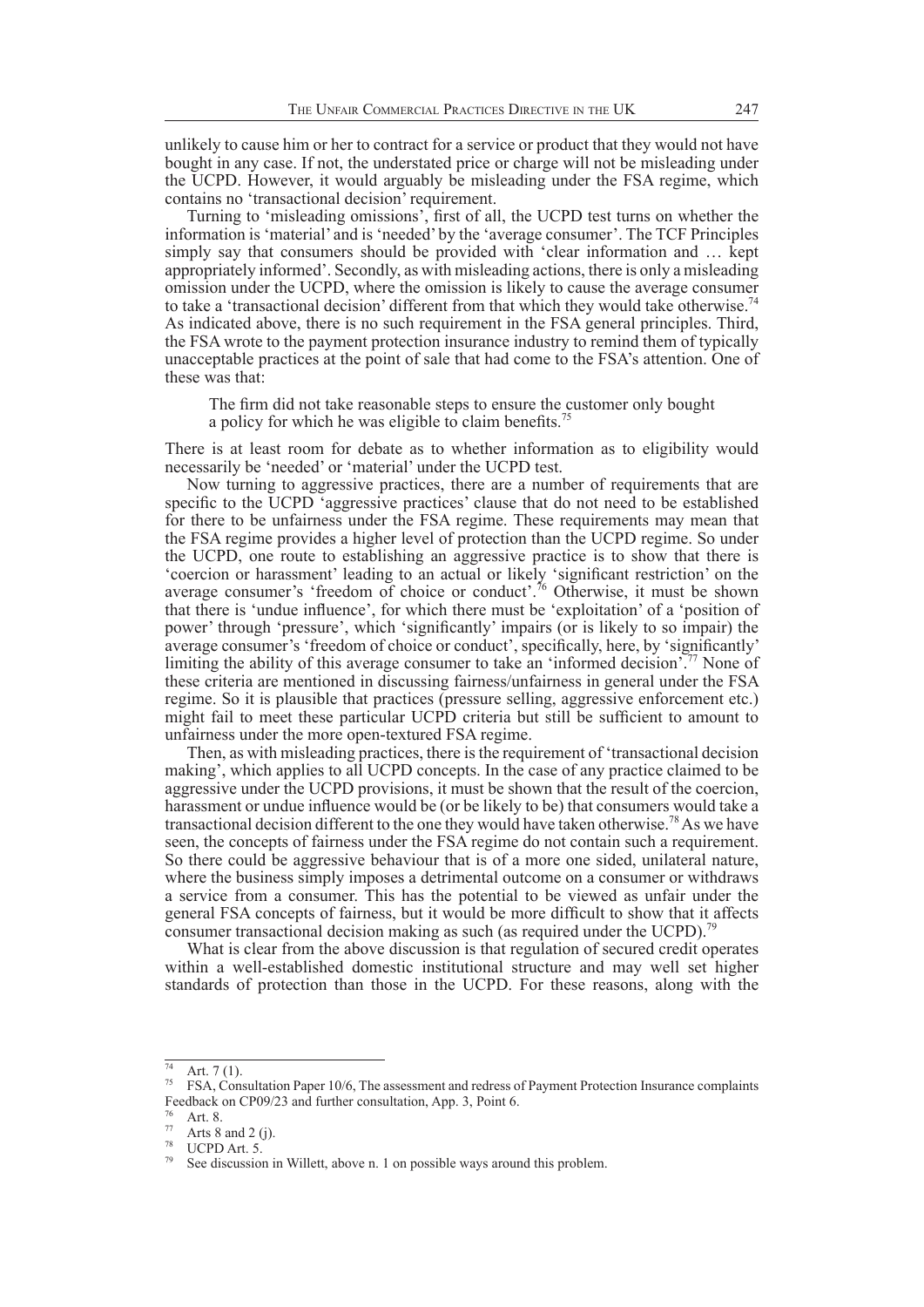unlikely to cause him or her to contract for a service or product that they would not have bought in any case. If not, the understated price or charge will not be misleading under the UCPD. However, it would arguably be misleading under the FSA regime, which contains no 'transactional decision' requirement.

Turning to 'misleading omissions', first of all, the UCPD test turns on whether the information is 'material' and is 'needed' by the 'average consumer'. The TCF Principles simply say that consumers should be provided with 'clear information and … kept appropriately informed'. Secondly, as with misleading actions, there is only a misleading omission under the UCPD, where the omission is likely to cause the average consumer to take a 'transactional decision' different from that which they would take otherwise.[74] As indicated above, there is no such requirement in the FSA general principles. Third, the FSA wrote to the payment protection insurance industry to remind them of typically unacceptable practices at the point of sale that had come to the FSA's attention. One of these was that:

> The firm did not take reasonable steps to ensure the customer only bought a policy for which he was eligible to claim benefits.[75]

There is at least room for debate as to whether information as to eligibility would necessarily be 'needed' or 'material' under the UCPD test.

Now turning to aggressive practices, there are a number of requirements that are specific to the UCPD 'aggressive practices' clause that do not need to be established for there to be unfairness under the FSA regime. These requirements may mean that the FSA regime provides a higher level of protection than the UCPD regime. So under the UCPD, one route to establishing an aggressive practice is to show that there is 'coercion or harassment' leading to an actual or likely 'significant restriction' on the average consumer's 'freedom of choice or conduct'.[76] Otherwise, it must be shown that there is 'undue influence', for which there must be 'exploitation' of a 'position of power' through 'pressure', which 'significantly' impairs (or is likely to so impair) the average consumer's 'freedom of choice or conduct', specifically, here, by 'significantly' limiting the ability of this average consumer to take an 'informed decision'.[77] None of these criteria are mentioned in discussing fairness/unfairness in general under the FSA regime. So it is plausible that practices (pressure selling, aggressive enforcement etc.) might fail to meet these particular UCPD criteria but still be sufficient to amount to unfairness under the more open-textured FSA regime.

Then, as with misleading practices, there is the requirement of 'transactional decision making', which applies to all UCPD concepts. In the case of any practice claimed to be aggressive under the UCPD provisions, it must be shown that the result of the coercion, harassment or undue influence would be (or be likely to be) that consumers would take a transactional decision different to the one they would have taken otherwise.[78] As we have seen, the concepts of fairness under the FSA regime do not contain such a requirement. So there could be aggressive behaviour that is of a more one sided, unilateral nature, where the business simply imposes a detrimental outcome on a consumer or withdraws a service from a consumer. This has the potential to be viewed as unfair under the general FSA concepts of fairness, but it would be more difficult to show that it affects consumer transactional decision making as such (as required under the UCPD).[79]

What is clear from the above discussion is that regulation of secured credit operates within a well-established domestic institutional structure and may well set higher standards of protection than those in the UCPD. For these reasons, along with the

---

[74] Art. 7 (1).

[75] FSA, Consultation Paper 10/6, The assessment and redress of Payment Protection Insurance complaints Feedback on CP09/23 and further consultation, App. 3, Point 6.

[76] Art. 8.

[77] Arts 8 and 2 (j).

[78] UCPD Art. 5.

[79] See discussion in Willett, above n. 1 on possible ways around this problem.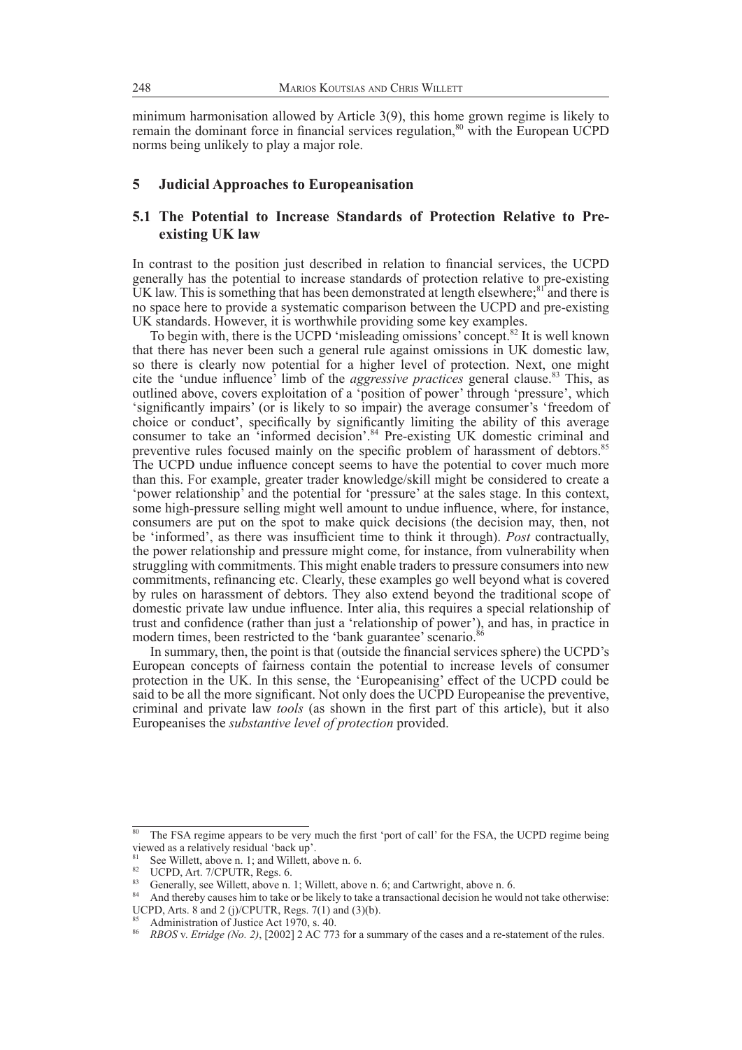minimum harmonisation allowed by Article 3(9), this home grown regime is likely to remain the dominant force in financial services regulation,[80] with the European UCPD norms being unlikely to play a major role.

## 5 Judicial Approaches to Europeanisation

### 5.1 The Potential to Increase Standards of Protection Relative to Pre-existing UK law

In contrast to the position just described in relation to financial services, the UCPD generally has the potential to increase standards of protection relative to pre-existing UK law. This is something that has been demonstrated at length elsewhere;[81] and there is no space here to provide a systematic comparison between the UCPD and pre-existing UK standards. However, it is worthwhile providing some key examples.

To begin with, there is the UCPD 'misleading omissions' concept.[82] It is well known that there has never been such a general rule against omissions in UK domestic law, so there is clearly now potential for a higher level of protection. Next, one might cite the 'undue influence' limb of the *aggressive practices* general clause.[83] This, as outlined above, covers exploitation of a 'position of power' through 'pressure', which 'significantly impairs' (or is likely to so impair) the average consumer's 'freedom of choice or conduct', specifically by significantly limiting the ability of this average consumer to take an 'informed decision'.[84] Pre-existing UK domestic criminal and preventive rules focused mainly on the specific problem of harassment of debtors.[85] The UCPD undue influence concept seems to have the potential to cover much more than this. For example, greater trader knowledge/skill might be considered to create a 'power relationship' and the potential for 'pressure' at the sales stage. In this context, some high-pressure selling might well amount to undue influence, where, for instance, consumers are put on the spot to make quick decisions (the decision may, then, not be 'informed', as there was insufficient time to think it through). *Post* contractually, the power relationship and pressure might come, for instance, from vulnerability when struggling with commitments. This might enable traders to pressure consumers into new commitments, refinancing etc. Clearly, these examples go well beyond what is covered by rules on harassment of debtors. They also extend beyond the traditional scope of domestic private law undue influence. Inter alia, this requires a special relationship of trust and confidence (rather than just a 'relationship of power'), and has, in practice in modern times, been restricted to the 'bank guarantee' scenario.[86]

In summary, then, the point is that (outside the financial services sphere) the UCPD's European concepts of fairness contain the potential to increase levels of consumer protection in the UK. In this sense, the 'Europeanising' effect of the UCPD could be said to be all the more significant. Not only does the UCPD Europeanise the preventive, criminal and private law *tools* (as shown in the first part of this article), but it also Europeanises the *substantive level of protection* provided.

---

[80] The FSA regime appears to be very much the first 'port of call' for the FSA, the UCPD regime being viewed as a relatively residual 'back up'.

[81] See Willett, above n. 1; and Willett, above n. 6.

[82] UCPD, Art. 7/CPUTR, Regs. 6.

[83] Generally, see Willett, above n. 1; Willett, above n. 6; and Cartwright, above n. 6.

[84] And thereby causes him to take or be likely to take a transactional decision he would not take otherwise: UCPD, Arts. 8 and 2 (j)/CPUTR, Regs. 7(1) and (3)(b).

[85] Administration of Justice Act 1970, s. 40.

[86] *RBOS* v. *Etridge (No. 2)*, [2002] 2 AC 773 for a summary of the cases and a re-statement of the rules.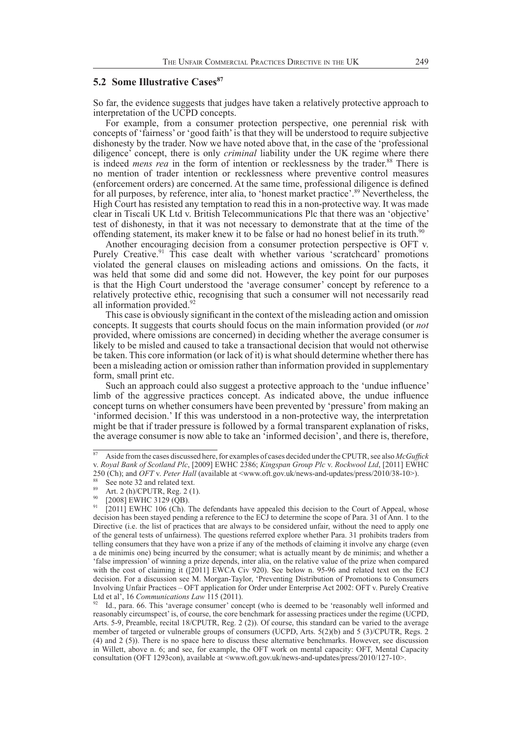## 5.2 Some Illustrative Cases[87]

So far, the evidence suggests that judges have taken a relatively protective approach to interpretation of the UCPD concepts.

For example, from a consumer protection perspective, one perennial risk with concepts of 'fairness' or 'good faith' is that they will be understood to require subjective dishonesty by the trader. Now we have noted above that, in the case of the 'professional diligence' concept, there is only *criminal* liability under the UK regime where there is indeed *mens rea* in the form of intention or recklessness by the trader.[88] There is no mention of trader intention or recklessness where preventive control measures (enforcement orders) are concerned. At the same time, professional diligence is defined for all purposes, by reference, inter alia, to 'honest market practice'.[89] Nevertheless, the High Court has resisted any temptation to read this in a non-protective way. It was made clear in Tiscali UK Ltd v. British Telecommunications Plc that there was an 'objective' test of dishonesty, in that it was not necessary to demonstrate that at the time of the offending statement, its maker knew it to be false or had no honest belief in its truth.[90]

Another encouraging decision from a consumer protection perspective is OFT v. Purely Creative.[91] This case dealt with whether various 'scratchcard' promotions violated the general clauses on misleading actions and omissions. On the facts, it was held that some did and some did not. However, the key point for our purposes is that the High Court understood the 'average consumer' concept by reference to a relatively protective ethic, recognising that such a consumer will not necessarily read all information provided.[92]

This case is obviously significant in the context of the misleading action and omission concepts. It suggests that courts should focus on the main information provided (or *not* provided, where omissions are concerned) in deciding whether the average consumer is likely to be misled and caused to take a transactional decision that would not otherwise be taken. This core information (or lack of it) is what should determine whether there has been a misleading action or omission rather than information provided in supplementary form, small print etc.

Such an approach could also suggest a protective approach to the 'undue influence' limb of the aggressive practices concept. As indicated above, the undue influence concept turns on whether consumers have been prevented by 'pressure' from making an 'informed decision.' If this was understood in a non-protective way, the interpretation might be that if trader pressure is followed by a formal transparent explanation of risks, the average consumer is now able to take an 'informed decision', and there is, therefore,

---

[87] Aside from the cases discussed here, for examples of cases decided under the CPUTR, see also *McGuffick* v. *Royal Bank of Scotland Plc*, [2009] EWHC 2386; *Kingspan Group Plc* v. *Rockwool Ltd*, [2011] EWHC 250 (Ch); and *OFT* v. *Peter Hall* (available at <www.oft.gov.uk/news-and-updates/press/2010/38-10>).

[88] See note 32 and related text.

[89] Art. 2 (h)/CPUTR, Reg. 2 (1).

[90] [2008] EWHC 3129 (QB).

[91] [2011] EWHC 106 (Ch). The defendants have appealed this decision to the Court of Appeal, whose decision has been stayed pending a reference to the ECJ to determine the scope of Para. 31 of Ann. 1 to the Directive (i.e. the list of practices that are always to be considered unfair, without the need to apply one of the general tests of unfairness). The questions referred explore whether Para. 31 prohibits traders from telling consumers that they have won a prize if any of the methods of claiming it involve any charge (even a de minimis one) being incurred by the consumer; what is actually meant by de minimis; and whether a 'false impression' of winning a prize depends, inter alia, on the relative value of the prize when compared with the cost of claiming it ([2011] EWCA Civ 920). See below n. 95-96 and related text on the ECJ decision. For a discussion see M. Morgan-Taylor, 'Preventing Distribution of Promotions to Consumers Involving Unfair Practices – OFT application for Order under Enterprise Act 2002: OFT v. Purely Creative Ltd et al', 16 *Communications Law* 115 (2011).

[92] Id., para. 66. This 'average consumer' concept (who is deemed to be 'reasonably well informed and reasonably circumspect' is, of course, the core benchmark for assessing practices under the regime (UCPD, Arts. 5-9, Preamble, recital 18/CPUTR, Reg. 2 (2)). Of course, this standard can be varied to the average member of targeted or vulnerable groups of consumers (UCPD, Arts. 5(2)(b) and 5 (3)/CPUTR, Regs. 2 (4) and 2 (5)). There is no space here to discuss these alternative benchmarks. However, see discussion in Willett, above n. 6; and see, for example, the OFT work on mental capacity: OFT, Mental Capacity consultation (OFT 1293con), available at <www.oft.gov.uk/news-and-updates/press/2010/127-10>.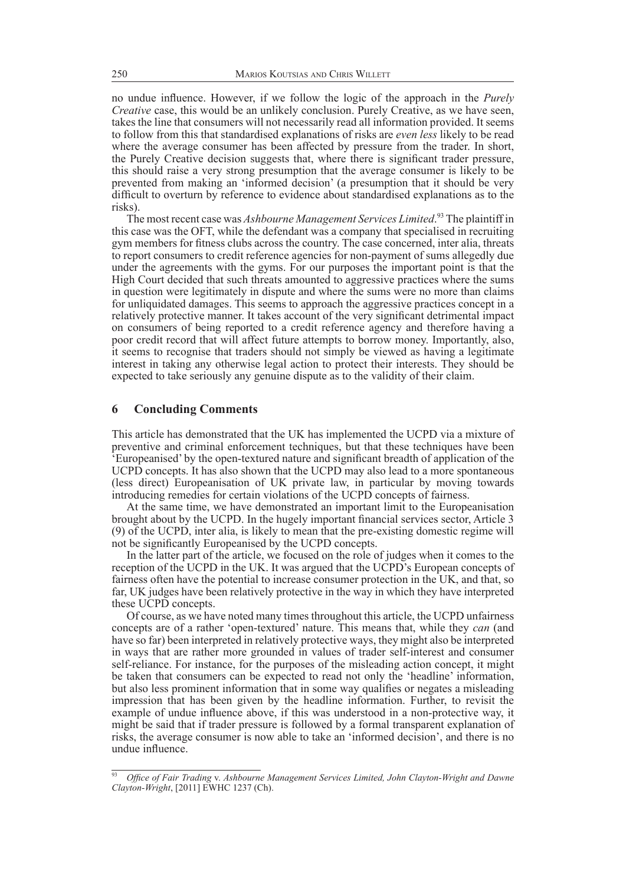no undue influence. However, if we follow the logic of the approach in the *Purely Creative* case, this would be an unlikely conclusion. Purely Creative, as we have seen, takes the line that consumers will not necessarily read all information provided. It seems to follow from this that standardised explanations of risks are *even less* likely to be read where the average consumer has been affected by pressure from the trader. In short, the Purely Creative decision suggests that, where there is significant trader pressure, this should raise a very strong presumption that the average consumer is likely to be prevented from making an 'informed decision' (a presumption that it should be very difficult to overturn by reference to evidence about standardised explanations as to the risks).

The most recent case was *Ashbourne Management Services Limited*.[93] The plaintiff in this case was the OFT, while the defendant was a company that specialised in recruiting gym members for fitness clubs across the country. The case concerned, inter alia, threats to report consumers to credit reference agencies for non-payment of sums allegedly due under the agreements with the gyms. For our purposes the important point is that the High Court decided that such threats amounted to aggressive practices where the sums in question were legitimately in dispute and where the sums were no more than claims for unliquidated damages. This seems to approach the aggressive practices concept in a relatively protective manner. It takes account of the very significant detrimental impact on consumers of being reported to a credit reference agency and therefore having a poor credit record that will affect future attempts to borrow money. Importantly, also, it seems to recognise that traders should not simply be viewed as having a legitimate interest in taking any otherwise legal action to protect their interests. They should be expected to take seriously any genuine dispute as to the validity of their claim.

## 6 Concluding Comments

This article has demonstrated that the UK has implemented the UCPD via a mixture of preventive and criminal enforcement techniques, but that these techniques have been 'Europeanised' by the open-textured nature and significant breadth of application of the UCPD concepts. It has also shown that the UCPD may also lead to a more spontaneous (less direct) Europeanisation of UK private law, in particular by moving towards introducing remedies for certain violations of the UCPD concepts of fairness.

At the same time, we have demonstrated an important limit to the Europeanisation brought about by the UCPD. In the hugely important financial services sector, Article 3 (9) of the UCPD, inter alia, is likely to mean that the pre-existing domestic regime will not be significantly Europeanised by the UCPD concepts.

In the latter part of the article, we focused on the role of judges when it comes to the reception of the UCPD in the UK. It was argued that the UCPD's European concepts of fairness often have the potential to increase consumer protection in the UK, and that, so far, UK judges have been relatively protective in the way in which they have interpreted these UCPD concepts.

Of course, as we have noted many times throughout this article, the UCPD unfairness concepts are of a rather 'open-textured' nature. This means that, while they *can* (and have so far) been interpreted in relatively protective ways, they might also be interpreted in ways that are rather more grounded in values of trader self-interest and consumer self-reliance. For instance, for the purposes of the misleading action concept, it might be taken that consumers can be expected to read not only the 'headline' information, but also less prominent information that in some way qualifies or negates a misleading impression that has been given by the headline information. Further, to revisit the example of undue influence above, if this was understood in a non-protective way, it might be said that if trader pressure is followed by a formal transparent explanation of risks, the average consumer is now able to take an 'informed decision', and there is no undue influence.

---

[93] *Office of Fair Trading* v. *Ashbourne Management Services Limited, John Clayton-Wright and Dawne Clayton-Wright*, [2011] EWHC 1237 (Ch).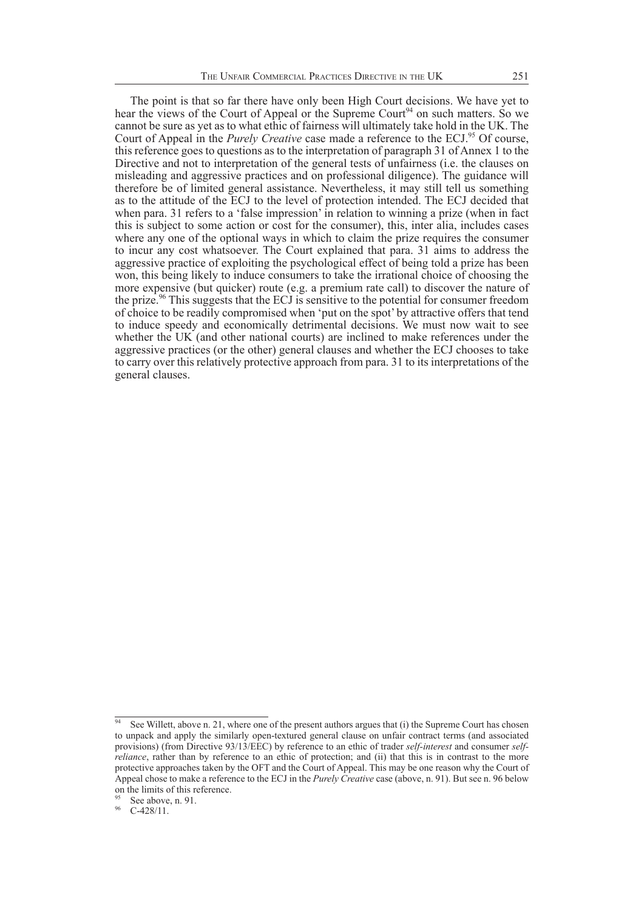The point is that so far there have only been High Court decisions. We have yet to hear the views of the Court of Appeal or the Supreme Court[94] on such matters. So we cannot be sure as yet as to what ethic of fairness will ultimately take hold in the UK. The Court of Appeal in the *Purely Creative* case made a reference to the ECJ.[95] Of course, this reference goes to questions as to the interpretation of paragraph 31 of Annex 1 to the Directive and not to interpretation of the general tests of unfairness (i.e. the clauses on misleading and aggressive practices and on professional diligence). The guidance will therefore be of limited general assistance. Nevertheless, it may still tell us something as to the attitude of the ECJ to the level of protection intended. The ECJ decided that when para. 31 refers to a 'false impression' in relation to winning a prize (when in fact this is subject to some action or cost for the consumer), this, inter alia, includes cases where any one of the optional ways in which to claim the prize requires the consumer to incur any cost whatsoever. The Court explained that para. 31 aims to address the aggressive practice of exploiting the psychological effect of being told a prize has been won, this being likely to induce consumers to take the irrational choice of choosing the more expensive (but quicker) route (e.g. a premium rate call) to discover the nature of the prize.[96] This suggests that the ECJ is sensitive to the potential for consumer freedom of choice to be readily compromised when 'put on the spot' by attractive offers that tend to induce speedy and economically detrimental decisions. We must now wait to see whether the UK (and other national courts) are inclined to make references under the aggressive practices (or the other) general clauses and whether the ECJ chooses to take to carry over this relatively protective approach from para. 31 to its interpretations of the general clauses.

---

[94] See Willett, above n. 21, where one of the present authors argues that (i) the Supreme Court has chosen to unpack and apply the similarly open-textured general clause on unfair contract terms (and associated provisions) (from Directive 93/13/EEC) by reference to an ethic of trader *self-interest* and consumer *self-reliance*, rather than by reference to an ethic of protection; and (ii) that this is in contrast to the more protective approaches taken by the OFT and the Court of Appeal. This may be one reason why the Court of Appeal chose to make a reference to the ECJ in the *Purely Creative* case (above, n. 91). But see n. 96 below on the limits of this reference.

[95] See above, n. 91.

[96] C-428/11.